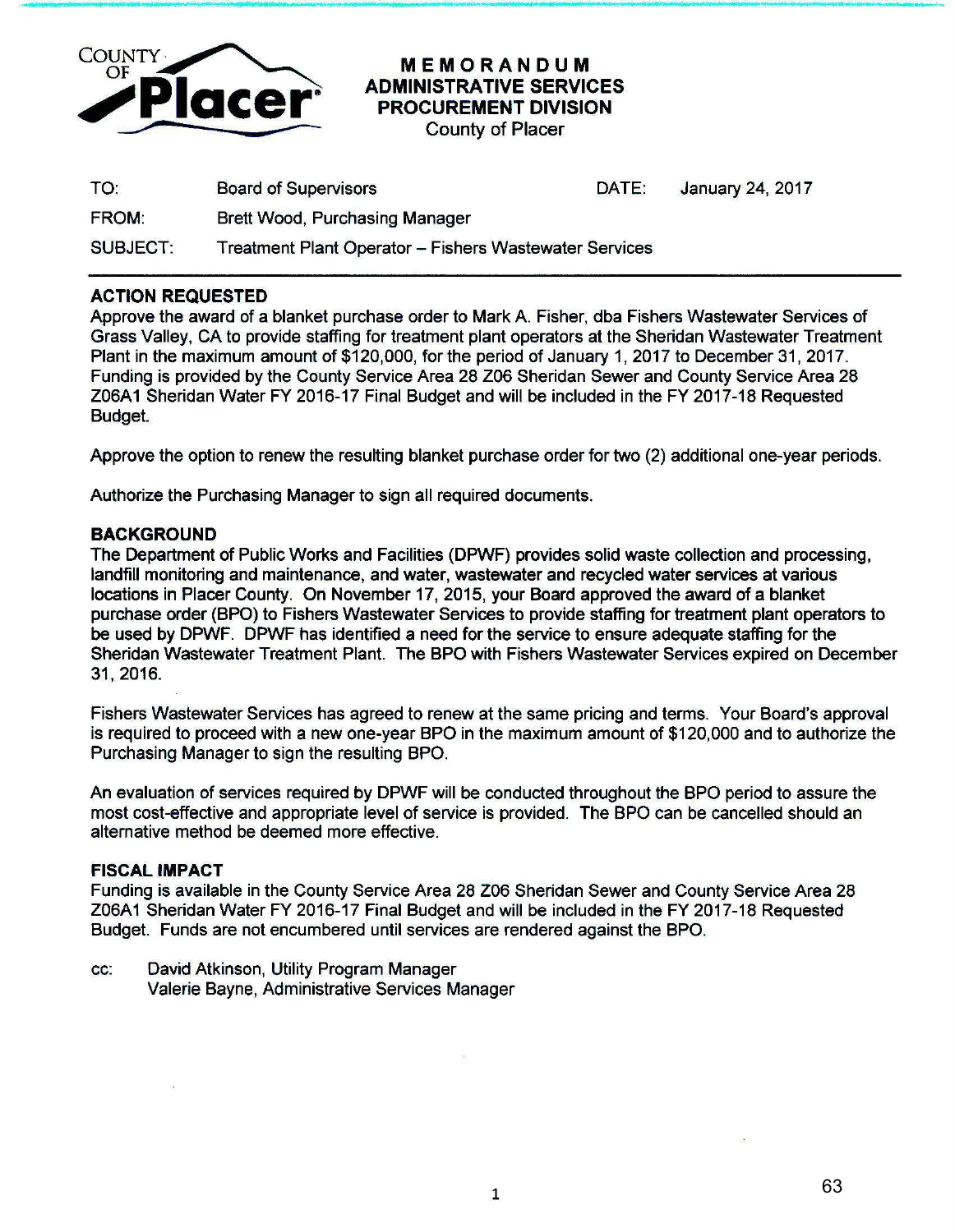# MEMORANDUM
## ADMINISTRATIVE SERVICES
## PROCUREMENT DIVISION
County of Placer

| | | | |
|---|---|---|---|
| TO: | Board of Supervisors | DATE: | January 24, 2017 |
| FROM: | Brett Wood, Purchasing Manager | | |
| SUBJECT: | Treatment Plant Operator – Fishers Wastewater Services | | |

### ACTION REQUESTED

Approve the award of a blanket purchase order to Mark A. Fisher, dba Fishers Wastewater Services of Grass Valley, CA to provide staffing for treatment plant operators at the Sheridan Wastewater Treatment Plant in the maximum amount of $120,000, for the period of January 1, 2017 to December 31, 2017. Funding is provided by the County Service Area 28 Z06 Sheridan Sewer and County Service Area 28 Z06A1 Sheridan Water FY 2016-17 Final Budget and will be included in the FY 2017-18 Requested Budget.

Approve the option to renew the resulting blanket purchase order for two (2) additional one-year periods.

Authorize the Purchasing Manager to sign all required documents.

### BACKGROUND

The Department of Public Works and Facilities (DPWF) provides solid waste collection and processing, landfill monitoring and maintenance, and water, wastewater and recycled water services at various locations in Placer County. On November 17, 2015, your Board approved the award of a blanket purchase order (BPO) to Fishers Wastewater Services to provide staffing for treatment plant operators to be used by DPWF. DPWF has identified a need for the service to ensure adequate staffing for the Sheridan Wastewater Treatment Plant. The BPO with Fishers Wastewater Services expired on December 31, 2016.

Fishers Wastewater Services has agreed to renew at the same pricing and terms. Your Board's approval is required to proceed with a new one-year BPO in the maximum amount of $120,000 and to authorize the Purchasing Manager to sign the resulting BPO.

An evaluation of services required by DPWF will be conducted throughout the BPO period to assure the most cost-effective and appropriate level of service is provided. The BPO can be cancelled should an alternative method be deemed more effective.

### FISCAL IMPACT

Funding is available in the County Service Area 28 Z06 Sheridan Sewer and County Service Area 28 Z06A1 Sheridan Water FY 2016-17 Final Budget and will be included in the FY 2017-18 Requested Budget. Funds are not encumbered until services are rendered against the BPO.

cc: David Atkinson, Utility Program Manager
Valerie Bayne, Administrative Services Manager